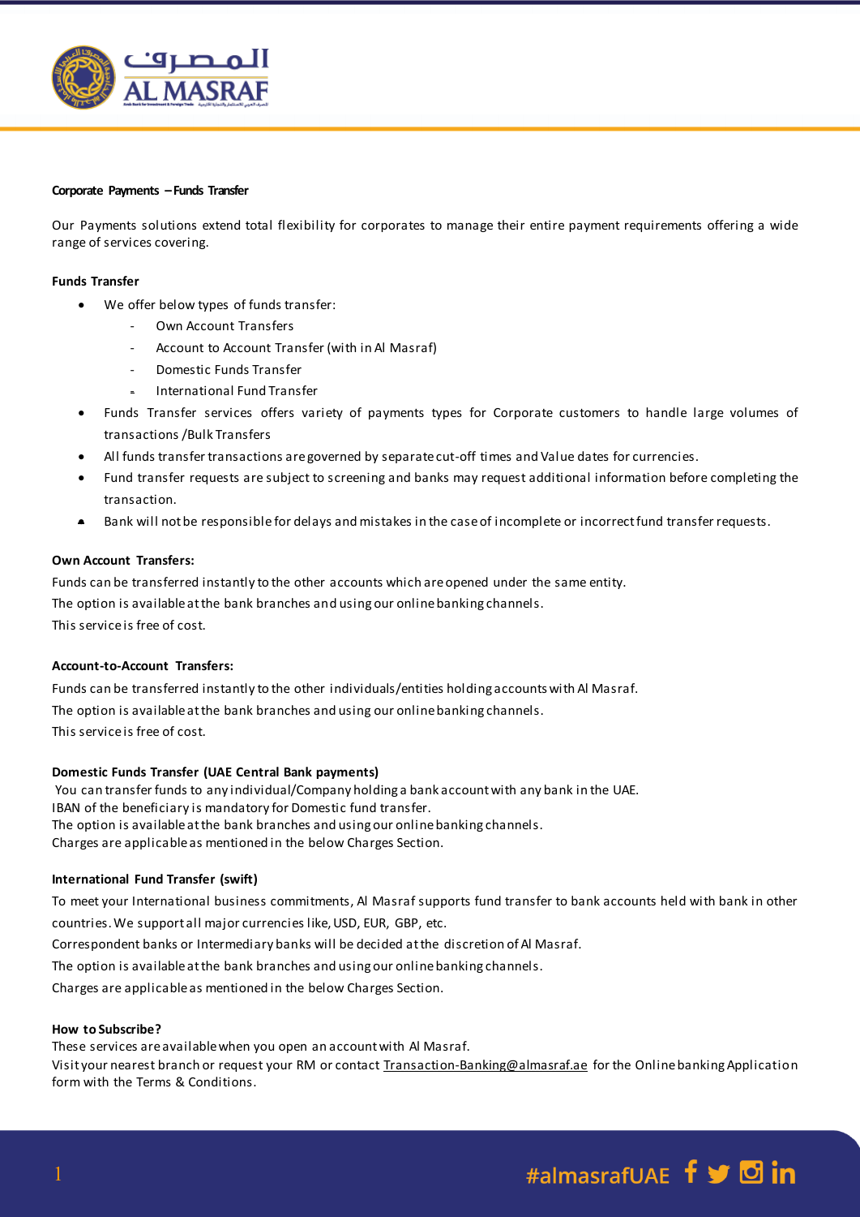**Corporate Payments – Funds Transfer**

Our Payments solutions extend total flexibility for corporates to manage their entire payment requirements offering a wide range of services covering.

**Funds Transfer**

- We offer below types of funds transfer:
  - Own Account Transfers
  - Account to Account Transfer (with in Al Masraf)
  - Domestic Funds Transfer
  - International Fund Transfer
- Funds Transfer services offers variety of payments types for Corporate customers to handle large volumes of transactions /Bulk Transfers
- All funds transfer transactions are governed by separate cut-off times and Value dates for currencies.
- Fund transfer requests are subject to screening and banks may request additional information before completing the transaction.
- Bank will not be responsible for delays and mistakes in the case of incomplete or incorrect fund transfer requests.

**Own Account Transfers:**

Funds can be transferred instantly to the other accounts which are opened under the same entity.
The option is available at the bank branches and using our online banking channels.
This service is free of cost.

**Account-to-Account Transfers:**

Funds can be transferred instantly to the other individuals/entities holding accounts with Al Masraf.
The option is available at the bank branches and using our online banking channels.
This service is free of cost.

**Domestic Funds Transfer (UAE Central Bank payments)**

You can transfer funds to any individual/Company holding a bank account with any bank in the UAE.
IBAN of the beneficiary is mandatory for Domestic fund transfer.
The option is available at the bank branches and using our online banking channels.
Charges are applicable as mentioned in the below Charges Section.

**International Fund Transfer (swift)**

To meet your International business commitments, Al Masraf supports fund transfer to bank accounts held with bank in other countries. We support all major currencies like, USD, EUR, GBP, etc.
Correspondent banks or Intermediary banks will be decided at the discretion of Al Masraf.
The option is available at the bank branches and using our online banking channels.
Charges are applicable as mentioned in the below Charges Section.

**How to Subscribe?**

These services are available when you open an account with Al Masraf.
Visit your nearest branch or request your RM or contact Transaction-Banking@almasraf.ae for the Online banking Application form with the Terms & Conditions.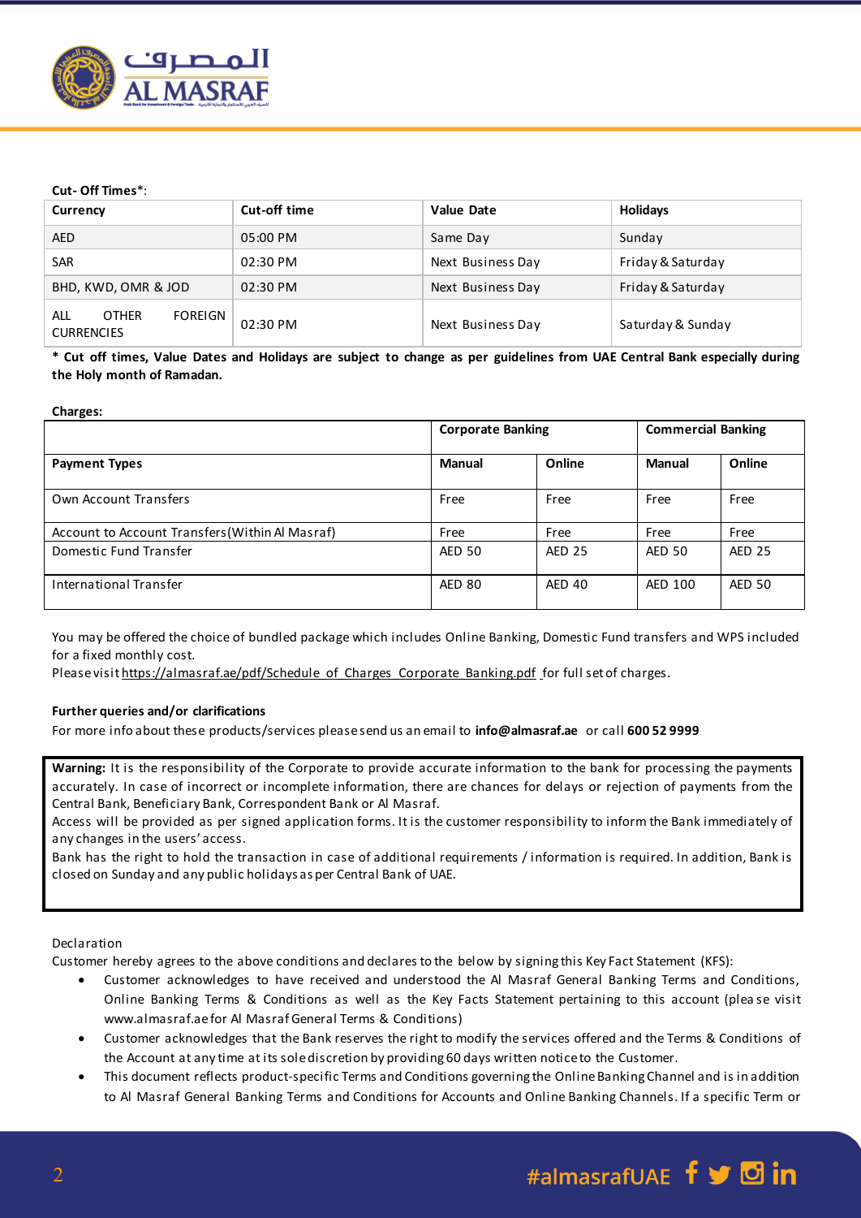**Cut- Off Times***:

| Currency | Cut-off time | Value Date | Holidays |
|---|---|---|---|
| AED | 05:00 PM | Same Day | Sunday |
| SAR | 02:30 PM | Next Business Day | Friday & Saturday |
| BHD, KWD, OMR & JOD | 02:30 PM | Next Business Day | Friday & Saturday |
| ALL OTHER FOREIGN CURRENCIES | 02:30 PM | Next Business Day | Saturday & Sunday |

**\* Cut off times, Value Dates and Holidays are subject to change as per guidelines from UAE Central Bank especially during the Holy month of Ramadan.**

**Charges:**

| | **Corporate Banking** | | **Commercial Banking** | |
|---|---|---|---|---|
| **Payment Types** | **Manual** | **Online** | **Manual** | **Online** |
| Own Account Transfers | Free | Free | Free | Free |
| Account to Account Transfers(Within Al Masraf) | Free | Free | Free | Free |
| Domestic Fund Transfer | AED 50 | AED 25 | AED 50 | AED 25 |
| International Transfer | AED 80 | AED 40 | AED 100 | AED 50 |

You may be offered the choice of bundled package which includes Online Banking, Domestic Fund transfers and WPS included for a fixed monthly cost.
Please visit https://almasraf.ae/pdf/Schedule_of_Charges_Corporate_Banking.pdf for full set of charges.

**Further queries and/or clarifications**

For more info about these products/services please send us an email to **info@almasraf.ae** or call **600 52 9999**

**Warning:** It is the responsibility of the Corporate to provide accurate information to the bank for processing the payments accurately. In case of incorrect or incomplete information, there are chances for delays or rejection of payments from the Central Bank, Beneficiary Bank, Correspondent Bank or Al Masraf.
Access will be provided as per signed application forms. It is the customer responsibility to inform the Bank immediately of any changes in the users' access.
Bank has the right to hold the transaction in case of additional requirements / information is required. In addition, Bank is closed on Sunday and any public holidays as per Central Bank of UAE.

Declaration

Customer hereby agrees to the above conditions and declares to the below by signing this Key Fact Statement (KFS):

- Customer acknowledges to have received and understood the Al Masraf General Banking Terms and Conditions, Online Banking Terms & Conditions as well as the Key Facts Statement pertaining to this account (please visit www.almasraf.ae for Al Masraf General Terms & Conditions)
- Customer acknowledges that the Bank reserves the right to modify the services offered and the Terms & Conditions of the Account at any time at its sole discretion by providing 60 days written notice to the Customer.
- This document reflects product-specific Terms and Conditions governing the Online Banking Channel and is in addition to Al Masraf General Banking Terms and Conditions for Accounts and Online Banking Channels. If a specific Term or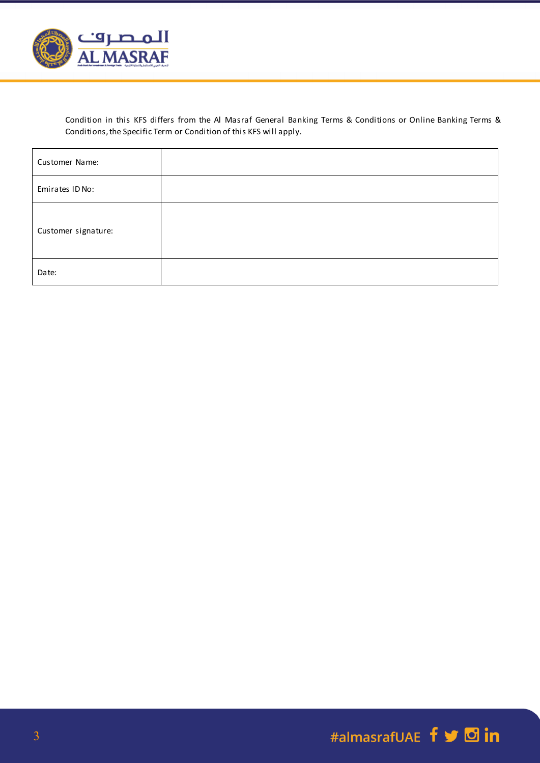Condition in this KFS differs from the Al Masraf General Banking Terms & Conditions or Online Banking Terms & Conditions, the Specific Term or Condition of this KFS will apply.

| | |
|---|---|
| Customer Name: | |
| Emirates ID No: | |
| Customer signature: | |
| Date: | |